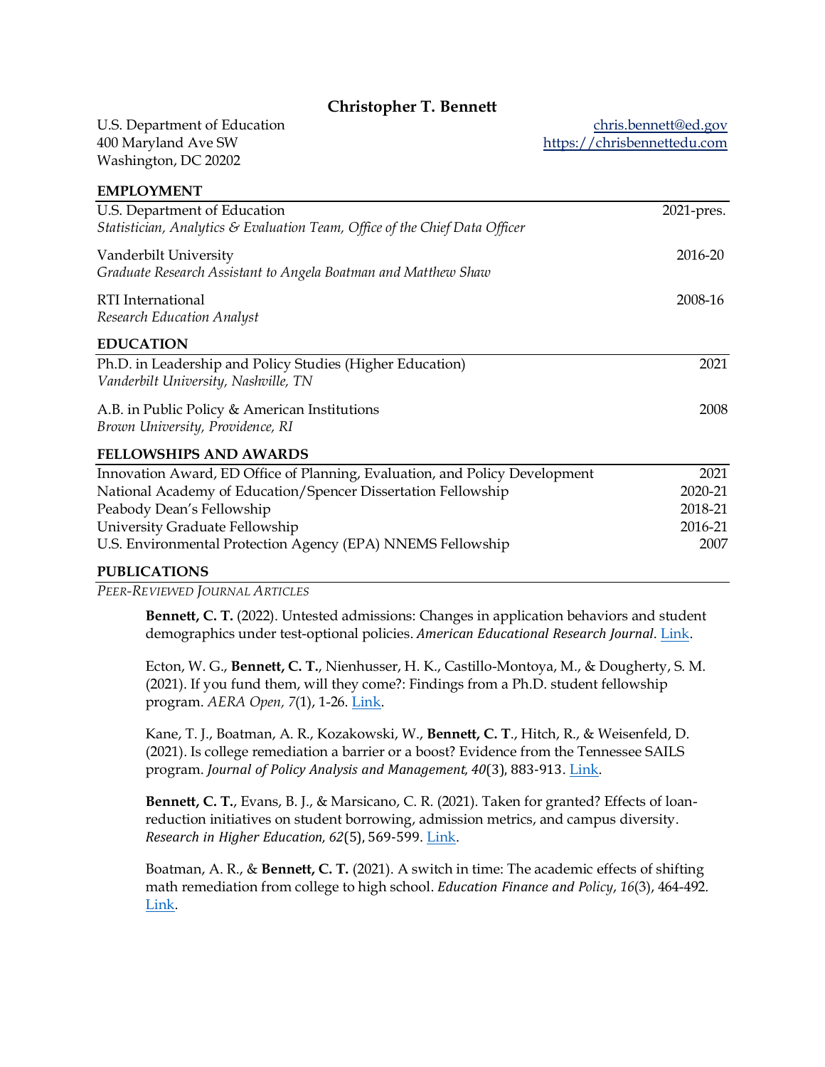# Christopher T. Bennett

U.S. Department of Education
400 Maryland Ave SW
Washington, DC 20202

chris.bennett@ed.gov
https://chrisbennettedu.com

## EMPLOYMENT

U.S. Department of Education — 2021-pres.
*Statistician, Analytics & Evaluation Team, Office of the Chief Data Officer*

Vanderbilt University — 2016-20
*Graduate Research Assistant to Angela Boatman and Matthew Shaw*

RTI International — 2008-16
*Research Education Analyst*

## EDUCATION

Ph.D. in Leadership and Policy Studies (Higher Education) — 2021
*Vanderbilt University, Nashville, TN*

A.B. in Public Policy & American Institutions — 2008
*Brown University, Providence, RI*

## FELLOWSHIPS AND AWARDS

| | |
|---|---|
| Innovation Award, ED Office of Planning, Evaluation, and Policy Development | 2021 |
| National Academy of Education/Spencer Dissertation Fellowship | 2020-21 |
| Peabody Dean's Fellowship | 2018-21 |
| University Graduate Fellowship | 2016-21 |
| U.S. Environmental Protection Agency (EPA) NNEMS Fellowship | 2007 |

## PUBLICATIONS

### *Peer-Reviewed Journal Articles*

**Bennett, C. T.** (2022). Untested admissions: Changes in application behaviors and student demographics under test-optional policies. *American Educational Research Journal*. Link.

Ecton, W. G., **Bennett, C. T.**, Nienhusser, H. K., Castillo-Montoya, M., & Dougherty, S. M. (2021). If you fund them, will they come?: Findings from a Ph.D. student fellowship program. *AERA Open, 7*(1), 1-26. Link.

Kane, T. J., Boatman, A. R., Kozakowski, W., **Bennett, C. T**., Hitch, R., & Weisenfeld, D. (2021). Is college remediation a barrier or a boost? Evidence from the Tennessee SAILS program. *Journal of Policy Analysis and Management*, *40*(3), 883-913. Link.

**Bennett, C. T.**, Evans, B. J., & Marsicano, C. R. (2021). Taken for granted? Effects of loan-reduction initiatives on student borrowing, admission metrics, and campus diversity. *Research in Higher Education*, *62*(5), 569-599. Link.

Boatman, A. R., & **Bennett, C. T.** (2021). A switch in time: The academic effects of shifting math remediation from college to high school. *Education Finance and Policy*, *16*(3), 464-492. Link.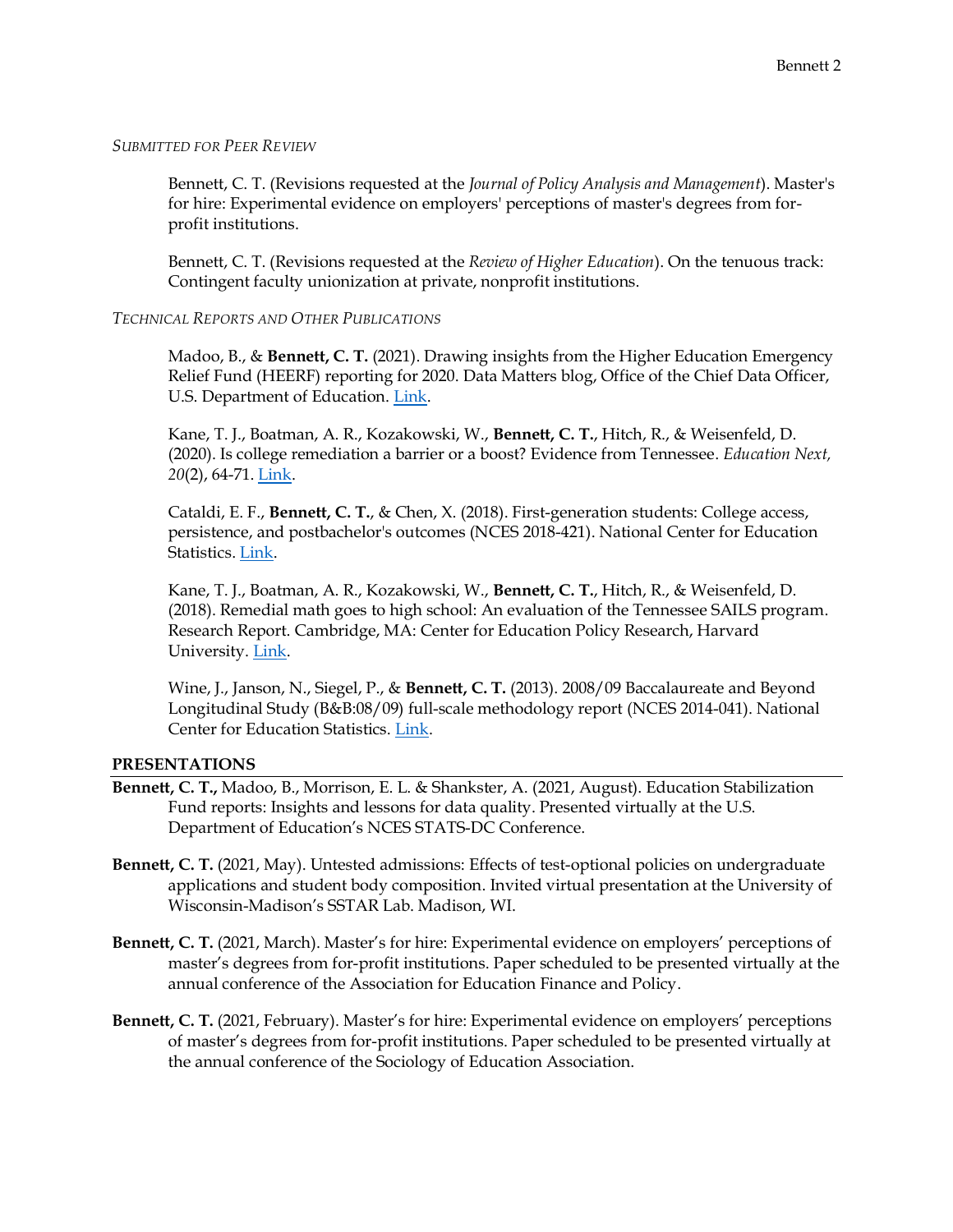*SUBMITTED FOR PEER REVIEW*

Bennett, C. T. (Revisions requested at the *Journal of Policy Analysis and Management*). Master's for hire: Experimental evidence on employers' perceptions of master's degrees from for-profit institutions.

Bennett, C. T. (Revisions requested at the *Review of Higher Education*). On the tenuous track: Contingent faculty unionization at private, nonprofit institutions.

*TECHNICAL REPORTS AND OTHER PUBLICATIONS*

Madoo, B., & **Bennett, C. T.** (2021). Drawing insights from the Higher Education Emergency Relief Fund (HEERF) reporting for 2020. Data Matters blog, Office of the Chief Data Officer, U.S. Department of Education. Link.

Kane, T. J., Boatman, A. R., Kozakowski, W., **Bennett, C. T.**, Hitch, R., & Weisenfeld, D. (2020). Is college remediation a barrier or a boost? Evidence from Tennessee. *Education Next, 20*(2), 64-71. Link.

Cataldi, E. F., **Bennett, C. T.**, & Chen, X. (2018). First-generation students: College access, persistence, and postbachelor's outcomes (NCES 2018-421). National Center for Education Statistics. Link.

Kane, T. J., Boatman, A. R., Kozakowski, W., **Bennett, C. T.**, Hitch, R., & Weisenfeld, D. (2018). Remedial math goes to high school: An evaluation of the Tennessee SAILS program. Research Report. Cambridge, MA: Center for Education Policy Research, Harvard University. Link.

Wine, J., Janson, N., Siegel, P., & **Bennett, C. T.** (2013). 2008/09 Baccalaureate and Beyond Longitudinal Study (B&B:08/09) full-scale methodology report (NCES 2014-041). National Center for Education Statistics. Link.

## PRESENTATIONS

**Bennett, C. T.,** Madoo, B., Morrison, E. L. & Shankster, A. (2021, August). Education Stabilization Fund reports: Insights and lessons for data quality. Presented virtually at the U.S. Department of Education's NCES STATS-DC Conference.

**Bennett, C. T.** (2021, May). Untested admissions: Effects of test-optional policies on undergraduate applications and student body composition. Invited virtual presentation at the University of Wisconsin-Madison's SSTAR Lab. Madison, WI.

**Bennett, C. T.** (2021, March). Master's for hire: Experimental evidence on employers' perceptions of master's degrees from for-profit institutions. Paper scheduled to be presented virtually at the annual conference of the Association for Education Finance and Policy.

**Bennett, C. T.** (2021, February). Master's for hire: Experimental evidence on employers' perceptions of master's degrees from for-profit institutions. Paper scheduled to be presented virtually at the annual conference of the Sociology of Education Association.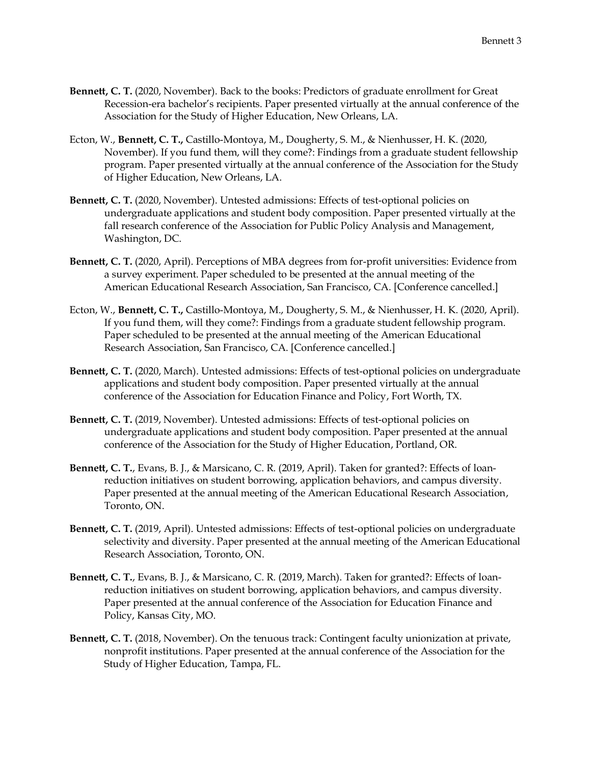**Bennett, C. T.** (2020, November). Back to the books: Predictors of graduate enrollment for Great Recession-era bachelor's recipients. Paper presented virtually at the annual conference of the Association for the Study of Higher Education, New Orleans, LA.

Ecton, W., **Bennett, C. T.,** Castillo-Montoya, M., Dougherty, S. M., & Nienhusser, H. K. (2020, November). If you fund them, will they come?: Findings from a graduate student fellowship program. Paper presented virtually at the annual conference of the Association for the Study of Higher Education, New Orleans, LA.

**Bennett, C. T.** (2020, November). Untested admissions: Effects of test-optional policies on undergraduate applications and student body composition. Paper presented virtually at the fall research conference of the Association for Public Policy Analysis and Management, Washington, DC.

**Bennett, C. T.** (2020, April). Perceptions of MBA degrees from for-profit universities: Evidence from a survey experiment. Paper scheduled to be presented at the annual meeting of the American Educational Research Association, San Francisco, CA. [Conference cancelled.]

Ecton, W., **Bennett, C. T.,** Castillo-Montoya, M., Dougherty, S. M., & Nienhusser, H. K. (2020, April). If you fund them, will they come?: Findings from a graduate student fellowship program. Paper scheduled to be presented at the annual meeting of the American Educational Research Association, San Francisco, CA. [Conference cancelled.]

**Bennett, C. T.** (2020, March). Untested admissions: Effects of test-optional policies on undergraduate applications and student body composition. Paper presented virtually at the annual conference of the Association for Education Finance and Policy, Fort Worth, TX.

**Bennett, C. T.** (2019, November). Untested admissions: Effects of test-optional policies on undergraduate applications and student body composition. Paper presented at the annual conference of the Association for the Study of Higher Education, Portland, OR.

**Bennett, C. T.**, Evans, B. J., & Marsicano, C. R. (2019, April). Taken for granted?: Effects of loan-reduction initiatives on student borrowing, application behaviors, and campus diversity. Paper presented at the annual meeting of the American Educational Research Association, Toronto, ON.

**Bennett, C. T.** (2019, April). Untested admissions: Effects of test-optional policies on undergraduate selectivity and diversity. Paper presented at the annual meeting of the American Educational Research Association, Toronto, ON.

**Bennett, C. T.**, Evans, B. J., & Marsicano, C. R. (2019, March). Taken for granted?: Effects of loan-reduction initiatives on student borrowing, application behaviors, and campus diversity. Paper presented at the annual conference of the Association for Education Finance and Policy, Kansas City, MO.

**Bennett, C. T.** (2018, November). On the tenuous track: Contingent faculty unionization at private, nonprofit institutions. Paper presented at the annual conference of the Association for the Study of Higher Education, Tampa, FL.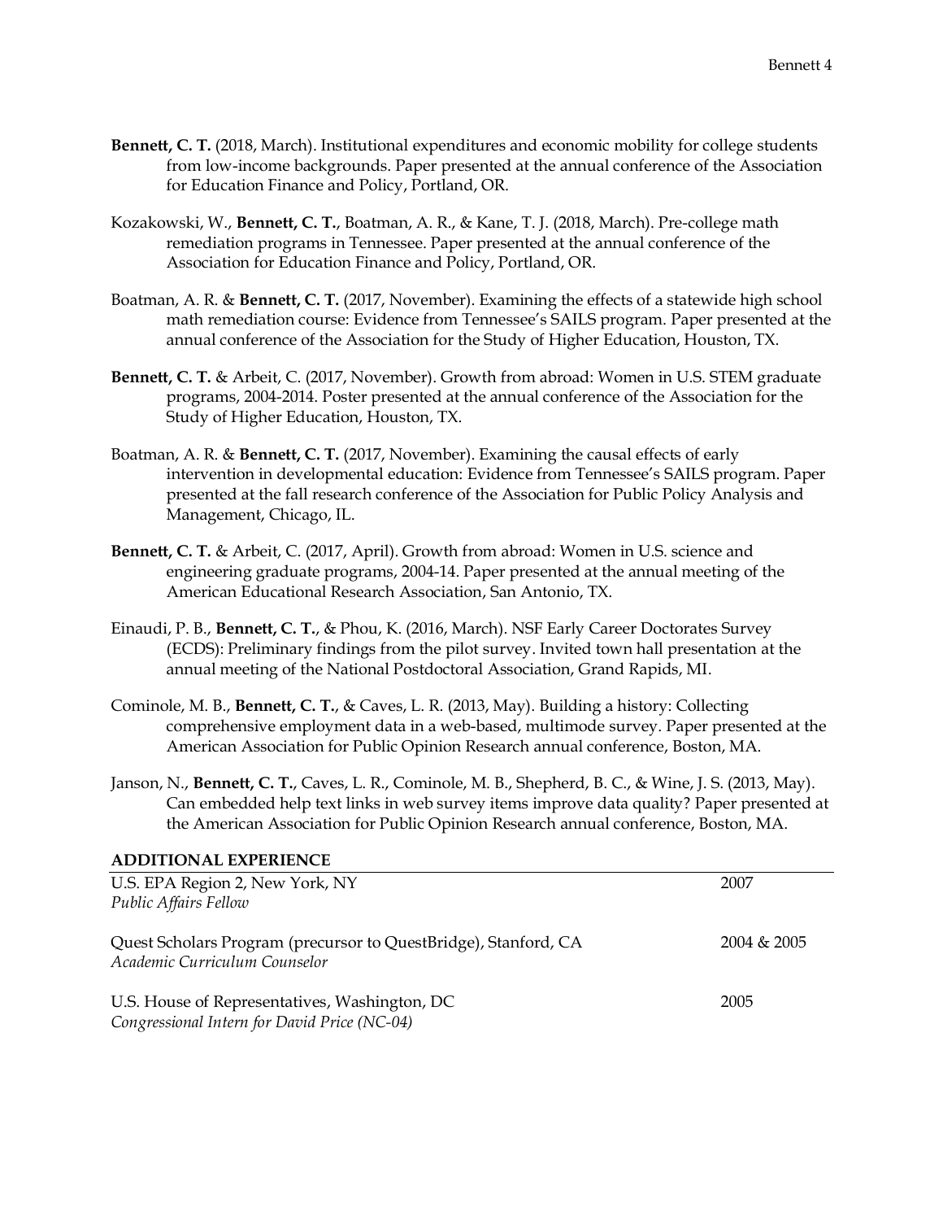**Bennett, C. T.** (2018, March). Institutional expenditures and economic mobility for college students from low-income backgrounds. Paper presented at the annual conference of the Association for Education Finance and Policy, Portland, OR.

Kozakowski, W., **Bennett, C. T.**, Boatman, A. R., & Kane, T. J. (2018, March). Pre-college math remediation programs in Tennessee. Paper presented at the annual conference of the Association for Education Finance and Policy, Portland, OR.

Boatman, A. R. & **Bennett, C. T.** (2017, November). Examining the effects of a statewide high school math remediation course: Evidence from Tennessee's SAILS program. Paper presented at the annual conference of the Association for the Study of Higher Education, Houston, TX.

**Bennett, C. T.** & Arbeit, C. (2017, November). Growth from abroad: Women in U.S. STEM graduate programs, 2004-2014. Poster presented at the annual conference of the Association for the Study of Higher Education, Houston, TX.

Boatman, A. R. & **Bennett, C. T.** (2017, November). Examining the causal effects of early intervention in developmental education: Evidence from Tennessee's SAILS program. Paper presented at the fall research conference of the Association for Public Policy Analysis and Management, Chicago, IL.

**Bennett, C. T.** & Arbeit, C. (2017, April). Growth from abroad: Women in U.S. science and engineering graduate programs, 2004-14. Paper presented at the annual meeting of the American Educational Research Association, San Antonio, TX.

Einaudi, P. B., **Bennett, C. T.**, & Phou, K. (2016, March). NSF Early Career Doctorates Survey (ECDS): Preliminary findings from the pilot survey. Invited town hall presentation at the annual meeting of the National Postdoctoral Association, Grand Rapids, MI.

Cominole, M. B., **Bennett, C. T.**, & Caves, L. R. (2013, May). Building a history: Collecting comprehensive employment data in a web-based, multimode survey. Paper presented at the American Association for Public Opinion Research annual conference, Boston, MA.

Janson, N., **Bennett, C. T.**, Caves, L. R., Cominole, M. B., Shepherd, B. C., & Wine, J. S. (2013, May). Can embedded help text links in web survey items improve data quality? Paper presented at the American Association for Public Opinion Research annual conference, Boston, MA.

## ADDITIONAL EXPERIENCE

U.S. EPA Region 2, New York, NY — 2007
*Public Affairs Fellow*

Quest Scholars Program (precursor to QuestBridge), Stanford, CA — 2004 & 2005
*Academic Curriculum Counselor*

U.S. House of Representatives, Washington, DC — 2005
*Congressional Intern for David Price (NC-04)*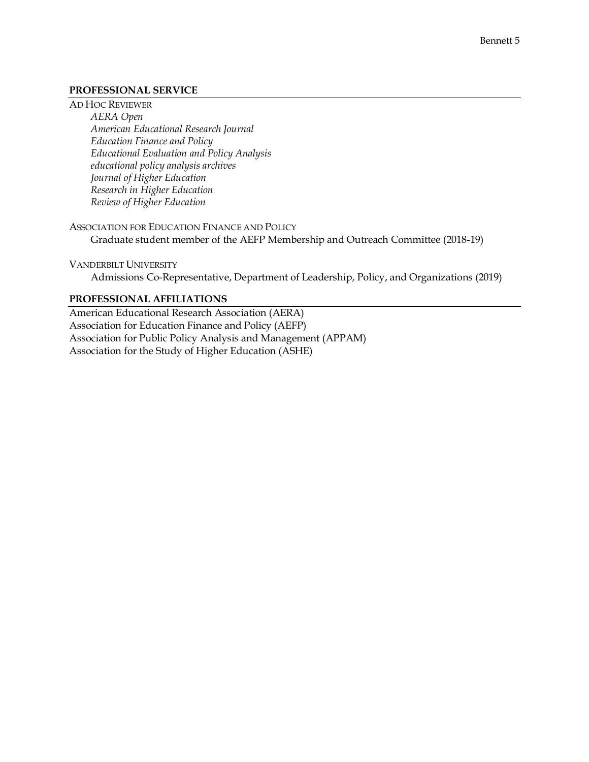## PROFESSIONAL SERVICE

AD HOC REVIEWER

*AERA Open*
*American Educational Research Journal*
*Education Finance and Policy*
*Educational Evaluation and Policy Analysis*
*educational policy analysis archives*
*Journal of Higher Education*
*Research in Higher Education*
*Review of Higher Education*

ASSOCIATION FOR EDUCATION FINANCE AND POLICY

Graduate student member of the AEFP Membership and Outreach Committee (2018-19)

VANDERBILT UNIVERSITY

Admissions Co-Representative, Department of Leadership, Policy, and Organizations (2019)

## PROFESSIONAL AFFILIATIONS

American Educational Research Association (AERA)
Association for Education Finance and Policy (AEFP)
Association for Public Policy Analysis and Management (APPAM)
Association for the Study of Higher Education (ASHE)